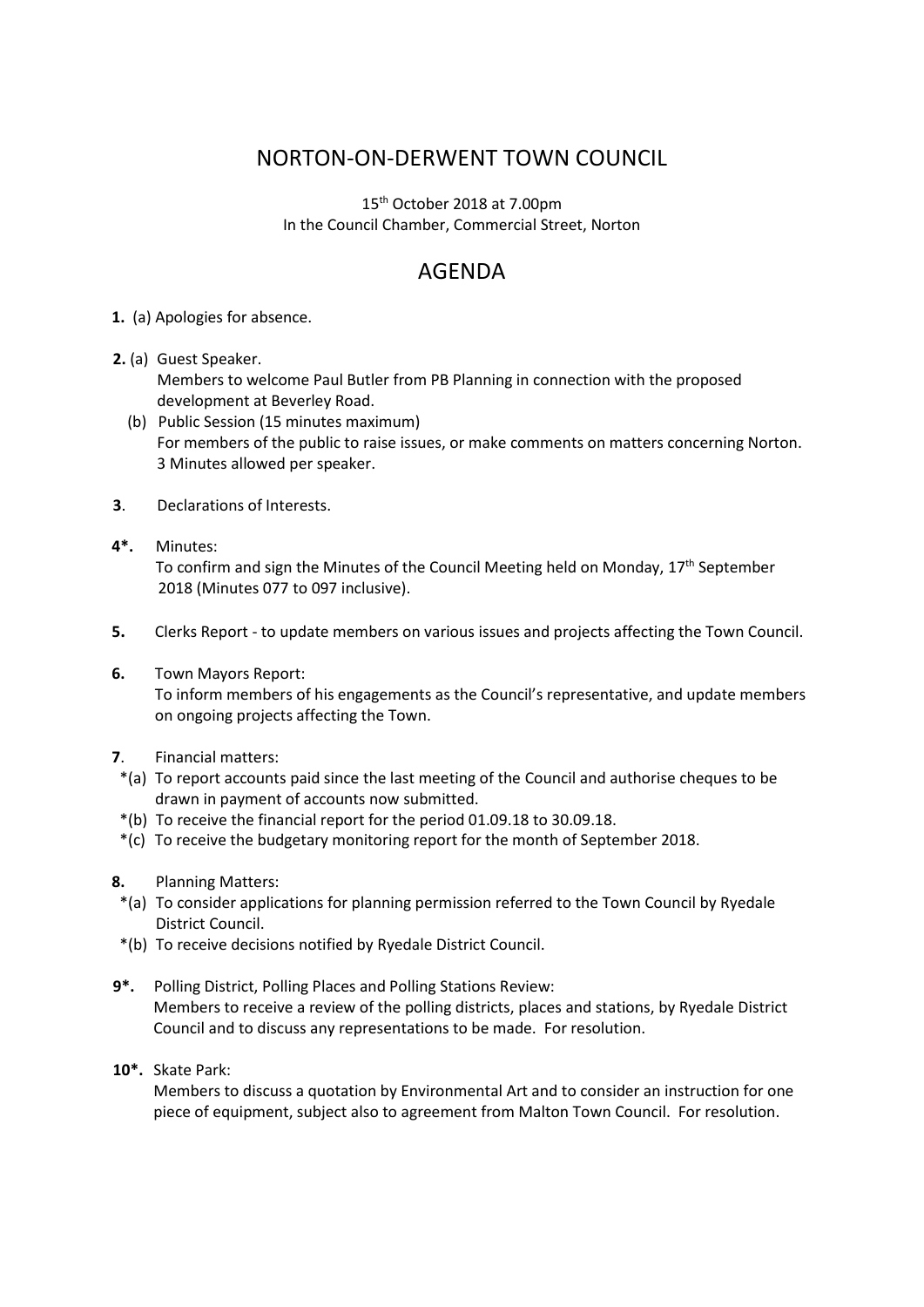# NORTON-ON-DERWENT TOWN COUNCIL

15th October 2018 at 7.00pm
In the Council Chamber, Commercial Street, Norton

## AGENDA

**1.** (a) Apologies for absence.

**2.** (a) Guest Speaker.
Members to welcome Paul Butler from PB Planning in connection with the proposed development at Beverley Road.

(b) Public Session (15 minutes maximum)
For members of the public to raise issues, or make comments on matters concerning Norton. 3 Minutes allowed per speaker.

**3**. Declarations of Interests.

**4*.** Minutes:
To confirm and sign the Minutes of the Council Meeting held on Monday, 17th September 2018 (Minutes 077 to 097 inclusive).

**5.** Clerks Report - to update members on various issues and projects affecting the Town Council.

**6.** Town Mayors Report:
To inform members of his engagements as the Council's representative, and update members on ongoing projects affecting the Town.

**7**. Financial matters:

*(a) To report accounts paid since the last meeting of the Council and authorise cheques to be drawn in payment of accounts now submitted.

*(b) To receive the financial report for the period 01.09.18 to 30.09.18.

*(c) To receive the budgetary monitoring report for the month of September 2018.

**8.** Planning Matters:

*(a) To consider applications for planning permission referred to the Town Council by Ryedale District Council.

*(b) To receive decisions notified by Ryedale District Council.

**9*.** Polling District, Polling Places and Polling Stations Review:
Members to receive a review of the polling districts, places and stations, by Ryedale District Council and to discuss any representations to be made. For resolution.

**10*.** Skate Park:
Members to discuss a quotation by Environmental Art and to consider an instruction for one piece of equipment, subject also to agreement from Malton Town Council. For resolution.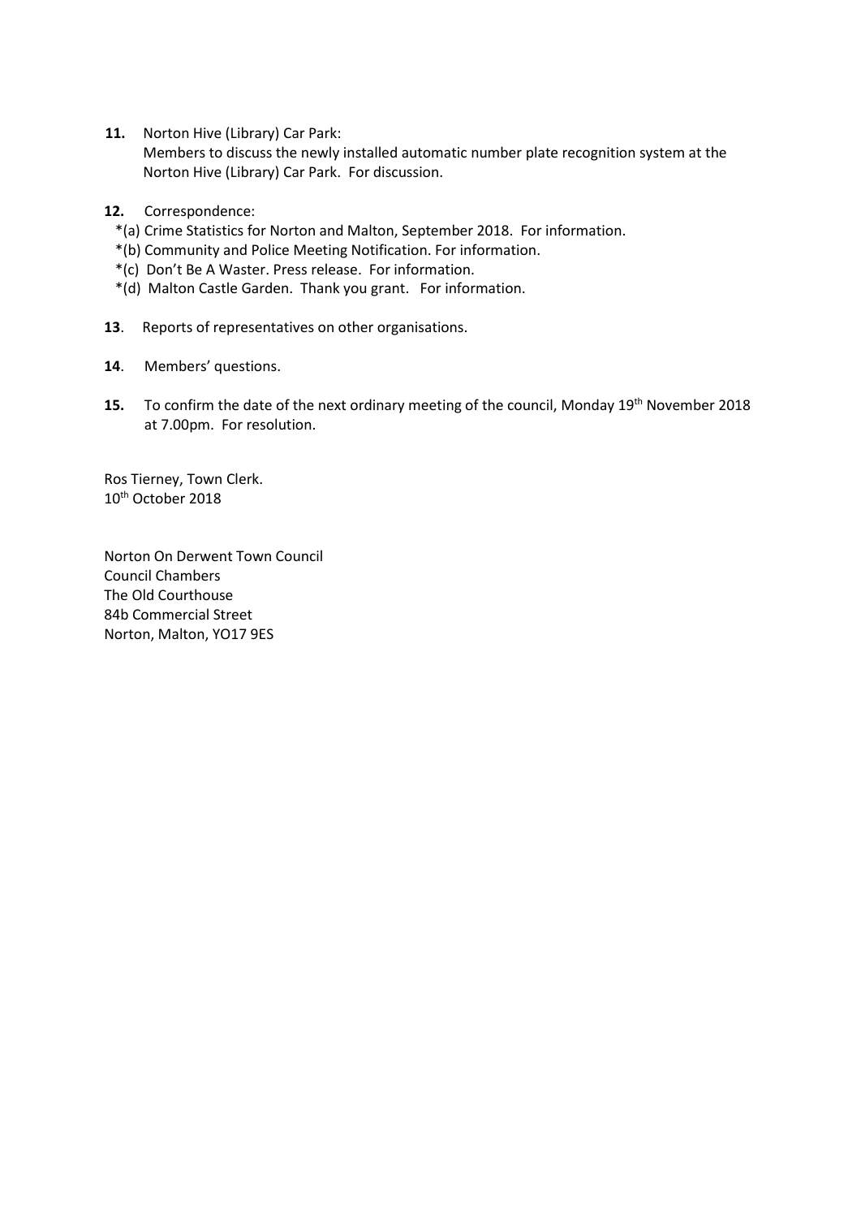**11.** Norton Hive (Library) Car Park:
Members to discuss the newly installed automatic number plate recognition system at the Norton Hive (Library) Car Park. For discussion.

**12.** Correspondence:
*(a) Crime Statistics for Norton and Malton, September 2018. For information.
*(b) Community and Police Meeting Notification. For information.
*(c) Don't Be A Waster. Press release. For information.
*(d) Malton Castle Garden. Thank you grant. For information.

**13**. Reports of representatives on other organisations.

**14**. Members' questions.

**15.** To confirm the date of the next ordinary meeting of the council, Monday 19th November 2018 at 7.00pm. For resolution.

Ros Tierney, Town Clerk.
10th October 2018

Norton On Derwent Town Council
Council Chambers
The Old Courthouse
84b Commercial Street
Norton, Malton, YO17 9ES